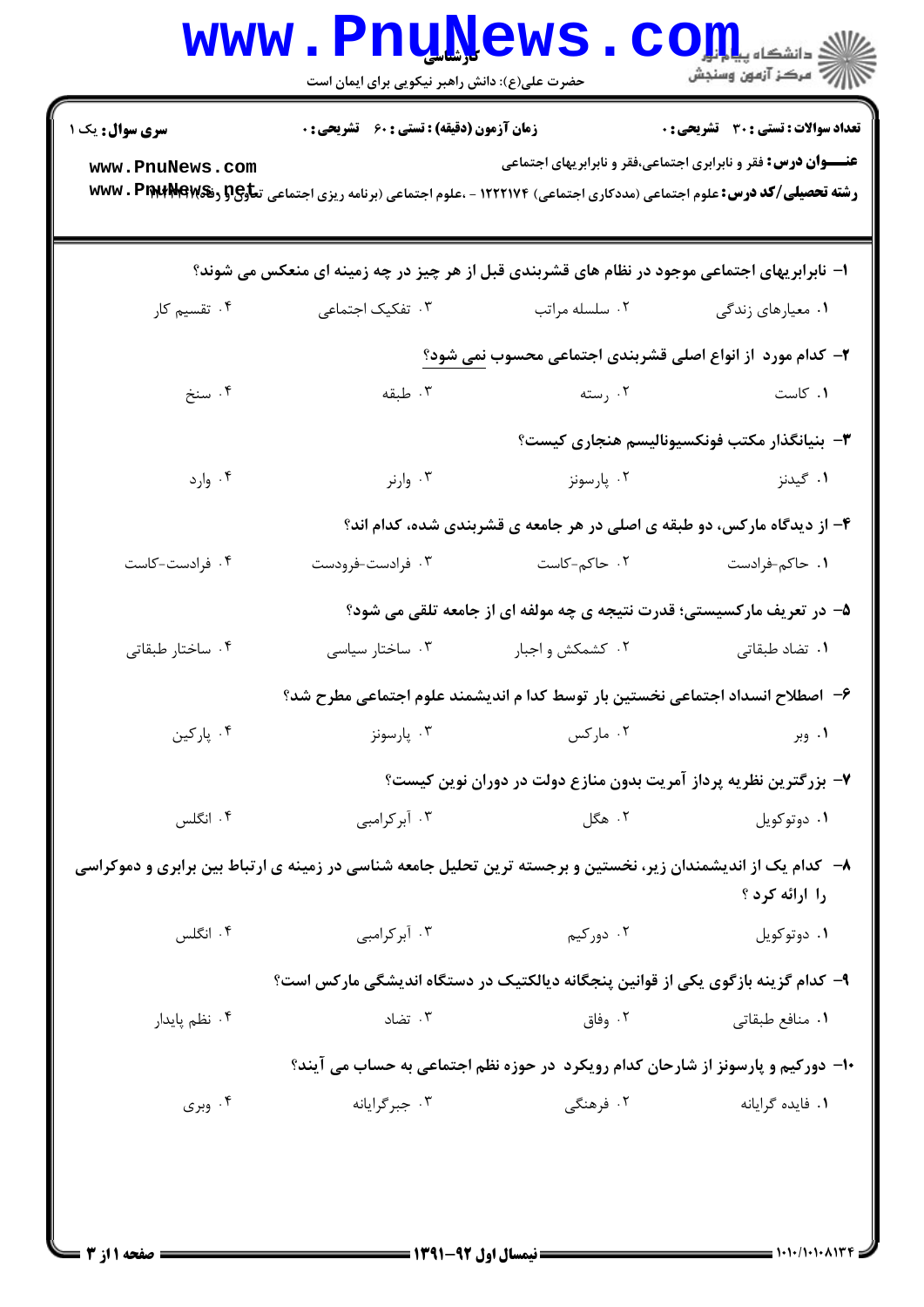کارشناسی

حضرت علی(ع): دانش راهبر نیکویی برای ایمان است

**سری سوال:** یک ۱ | **زمان آزمون (دقیقه) : تستی : ۶۰ تشریحی : ۰** | **تعداد سوالات : تستی : ۳۰ تشریحی : ۰**

**عنـــوان درس:** فقر و نابرابری اجتماعی،فقر و نابرابریهای اجتماعی

**رشته تحصیلی/کد درس:** علوم اجتماعی (مددکاری اجتماعی) ۱۲۲۲۱۷۴ - ،علوم اجتماعی (برنامه ریزی اجتماعی تعاون و رفاه)

۱- نابرابریهای اجتماعی موجود در نظام های قشربندی قبل از هر چیز در چه زمینه ای منعکس می شوند؟

۱. معیارهای زندگی ۲. سلسله مراتب ۳. تفکیک اجتماعی ۴. تقسیم کار

۲- کدام مورد از انواع اصلی قشربندی اجتماعی محسوب نمی شود؟

۱. کاست ۲. رسته ۳. طبقه ۴. سنخ

۳- بنیانگذار مکتب فونکسیونالیسم هنجاری کیست؟

۱. گیدنز ۲. پارسونز ۳. وارنر ۴. وارد

۴- از دیدگاه مارکس، دو طبقه ی اصلی در هر جامعه ی قشربندی شده، کدام اند؟

۱. حاکم-فرادست ۲. حاکم-کاست ۳. فرادست-فرودست ۴. فرادست-کاست

۵- در تعریف مارکسیستی؛ قدرت نتیجه ی چه مولفه ای از جامعه تلقی می شود؟

۱. تضاد طبقاتی ۲. کشمکش و اجبار ۳. ساختار سیاسی ۴. ساختار طبقاتی

۶- اصطلاح انسداد اجتماعی نخستین بار توسط کدا م اندیشمند علوم اجتماعی مطرح شد؟

۱. وبر ۲. مارکس ۳. پارسونز ۴. پارکین

۷- بزرگترین نظریه پرداز آمریت بدون منازع دولت در دوران نوین کیست؟

۱. دوتوکویل ۲. هگل ۳. آبرکرامبی ۴. انگلس

۸- کدام یک از اندیشمندان زیر، نخستین و برجسته ترین تحلیل جامعه شناسی در زمینه ی ارتباط بین برابری و دموکراسی را ارائه کرد ؟

۱. دوتوکویل ۲. دورکیم ۳. آبرکرامبی ۴. انگلس

۹- کدام گزینه بازگوی یکی از قوانین پنجگانه دیالکتیک در دستگاه اندیشگی مارکس است؟

۱. منافع طبقاتی ۲. وفاق ۳. تضاد ۴. نظم پایدار

۱۰- دورکیم و پارسونز از شارحان کدام رویکرد در حوزه نظم اجتماعی به حساب می آیند؟

۱. فایده گرایانه ۲. فرهنگی ۳. جبرگرایانه ۴. وبری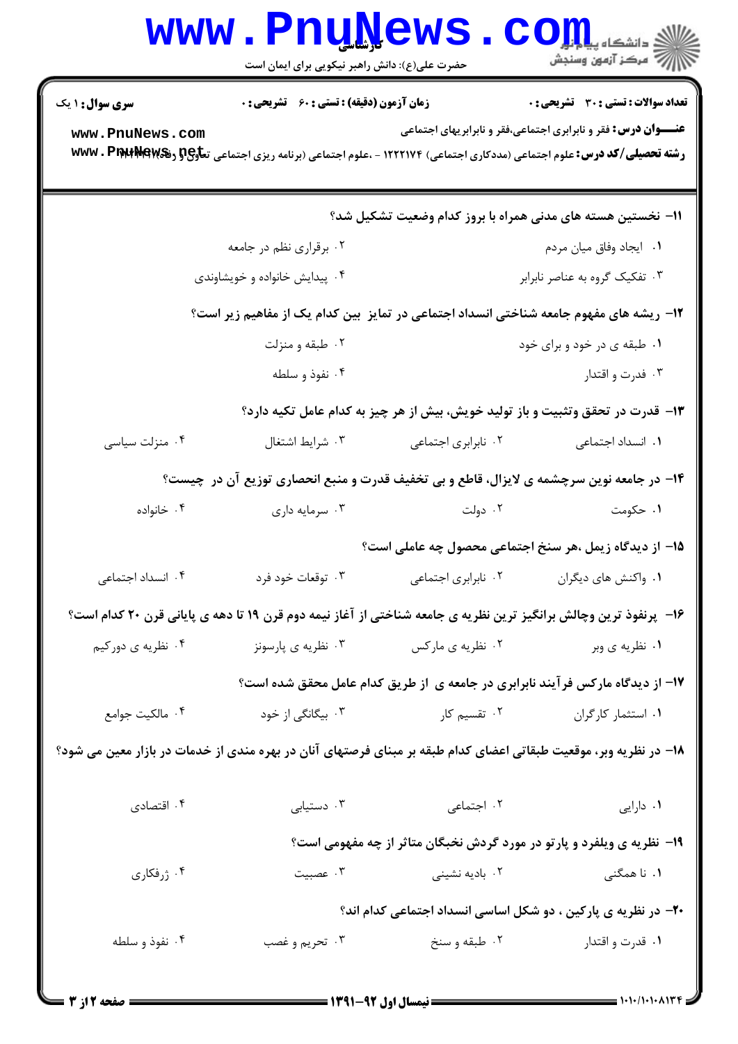۱۱- نخستین هسته های مدنی همراه با بروز کدام وضعیت تشکیل شد؟

۱. ایجاد وفاق میان مردم
۲. برقراری نظم در جامعه
۳. تفکیک گروه به عناصر نابرابر
۴. پیدایش خانواده و خویشاوندی

۱۲- ریشه های مفهوم جامعه شناختی انسداد اجتماعی در تمایز بین کدام یک از مفاهیم زیر است؟

۱. طبقه ی در خود و برای خود
۲. طبقه و منزلت
۳. قدرت و اقتدار
۴. نفوذ و سلطه

۱۳- قدرت در تحقق وتثبیت و باز تولید خویش، بیش از هر چیز به کدام عامل تکیه دارد؟

۱. انسداد اجتماعی
۲. نابرابری اجتماعی
۳. شرایط اشتغال
۴. منزلت سیاسی

۱۴- در جامعه نوین سرچشمه ی لایزال، قاطع و بی تخفیف قدرت و منبع انحصاری توزیع آن در چیست؟

۱. حکومت
۲. دولت
۳. سرمایه داری
۴. خانواده

۱۵- از دیدگاه زیمل ،هر سنخ اجتماعی محصول چه عاملی است؟

۱. واکنش های دیگران
۲. نابرابری اجتماعی
۳. توقعات خود فرد
۴. انسداد اجتماعی

۱۶- پرنفوذ ترین وچالش برانگیز ترین نظریه ی جامعه شناختی از آغاز نیمه دوم قرن ۱۹ تا دهه ی پایانی قرن ۲۰ کدام است؟

۱. نظریه ی وبر
۲. نظریه ی مارکس
۳. نظریه ی پارسونز
۴. نظریه ی دورکیم

۱۷- از دیدگاه مارکس فرآیند نابرابری در جامعه ی از طریق کدام عامل محقق شده است؟

۱. استثمار کارگران
۲. تقسیم کار
۳. بیگانگی از خود
۴. مالکیت جوامع

۱۸- در نظریه وبر، موقعیت طبقاتی اعضای کدام طبقه بر مبنای فرصتهای آنان در بهره مندی از خدمات در بازار معین می شود؟

۱. دارایی
۲. اجتماعی
۳. دستیابی
۴. اقتصادی

۱۹- نظریه ی ویلفرد و پارتو در مورد گردش نخبگان متاثر از چه مفهومی است؟

۱. نا همگنی
۲. بادیه نشینی
۳. عصبیت
۴. ژرفکاری

۲۰- در نظریه ی پارکین ، دو شکل اساسی انسداد اجتماعی کدام اند؟

۱. قدرت و اقتدار
۲. طبقه و سنخ
۳. تحریم و غصب
۴. نفوذ و سلطه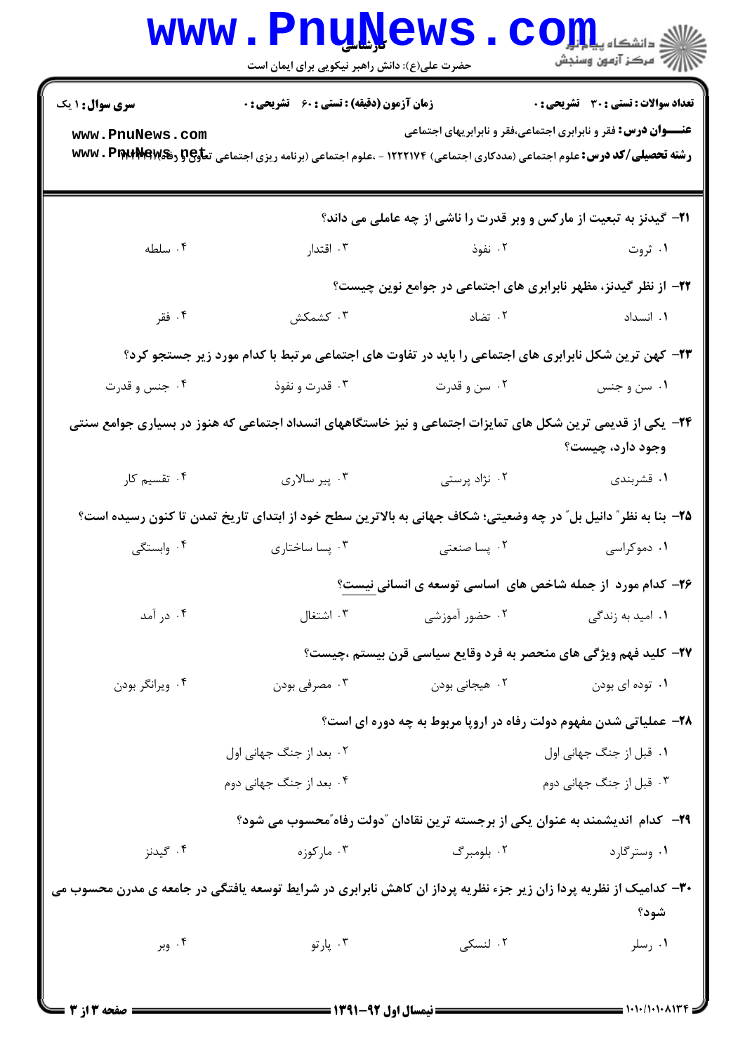۲۱- گیدنز به تبعیت از مارکس و وبر قدرت را ناشی از چه عاملی می داند؟

۱. ثروت
۲. نفوذ
۳. اقتدار
۴. سلطه

۲۲- از نظر گیدنز، مظهر نابرابری های اجتماعی در جوامع نوین چیست؟

۱. انسداد
۲. تضاد
۳. کشمکش
۴. فقر

۲۳- کهن ترین شکل نابرابری های اجتماعی را باید در تفاوت های اجتماعی مرتبط با کدام مورد زیر جستجو کرد؟

۱. سن و جنس
۲. سن و قدرت
۳. قدرت و نفوذ
۴. جنس و قدرت

۲۴- یکی از قدیمی ترین شکل های تمایزات اجتماعی و نیز خاستگاههای انسداد اجتماعی که هنوز در بسیاری جوامع سنتی وجود دارد، چیست؟

۱. قشربندی
۲. نژاد پرستی
۳. پیر سالاری
۴. تقسیم کار

۲۵- بنا به نظر" دانیل بل" در چه وضعیتی؛ شکاف جهانی به بالاترین سطح خود از ابتدای تاریخ تمدن تا کنون رسیده است؟

۱. دموکراسی
۲. پسا صنعتی
۳. پسا ساختاری
۴. وابستگی

۲۶- کدام مورد از جمله شاخص های اساسی توسعه ی انسانی نیست؟

۱. امید به زندگی
۲. حضور آموزشی
۳. اشتغال
۴. در آمد

۲۷- کلید فهم ویژگی های منحصر به فرد وقایع سیاسی قرن بیستم ،چیست؟

۱. توده ای بودن
۲. هیجانی بودن
۳. مصرفی بودن
۴. ویرانگر بودن

۲۸- عملیاتی شدن مفهوم دولت رفاه در اروپا مربوط به چه دوره ای است؟

۱. قبل از جنگ جهانی اول
۲. بعد از جنگ جهانی اول
۳. قبل از جنگ جهانی دوم
۴. بعد از جنگ جهانی دوم

۲۹- کدام اندیشمند به عنوان یکی از برجسته ترین نقادان "دولت رفاه"محسوب می شود؟

۱. وسترگارد
۲. بلومبرگ
۳. مارکوزه
۴. گیدنز

۳۰- کدامیک از نظریه پردا زان زیر جزء نظریه پرداز ان کاهش نابرابری در شرایط توسعه یافتگی در جامعه ی مدرن محسوب می شود؟

۱. رسلر
۲. لنسکی
۳. پارتو
۴. وبر